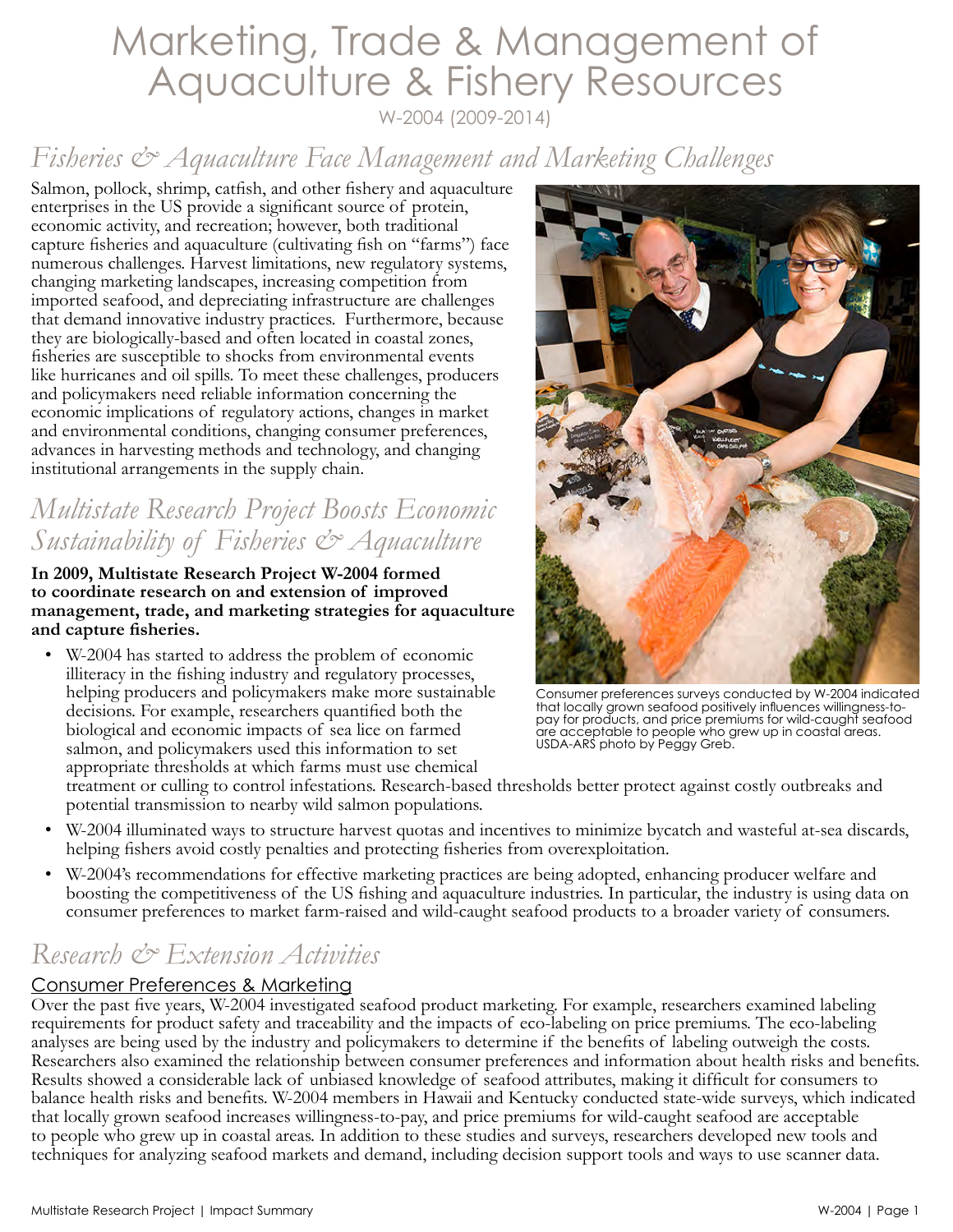# Marketing, Trade & Management of Aquaculture & Fishery Resources

W-2004 (2009-2014)

## *Fisheries & Aquaculture Face Management and Marketing Challenges*

Salmon, pollock, shrimp, catfish, and other fishery and aquaculture enterprises in the US provide a significant source of protein, economic activity, and recreation; however, both traditional capture fisheries and aquaculture (cultivating fish on "farms") face numerous challenges. Harvest limitations, new regulatory systems, changing marketing landscapes, increasing competition from imported seafood, and depreciating infrastructure are challenges that demand innovative industry practices. Furthermore, because they are biologically-based and often located in coastal zones, fisheries are susceptible to shocks from environmental events like hurricanes and oil spills. To meet these challenges, producers and policymakers need reliable information concerning the economic implications of regulatory actions, changes in market and environmental conditions, changing consumer preferences, advances in harvesting methods and technology, and changing institutional arrangements in the supply chain.

Consumer preferences surveys conducted by W-2004 indicated that locally grown seafood positively influences willingness-to-pay for products, and price premiums for wild-caught seafood are acceptable to people who grew up in coastal areas. USDA-ARS photo by Peggy Greb.

## *Multistate Research Project Boosts Economic Sustainability of Fisheries & Aquaculture*

**In 2009, Multistate Research Project W-2004 formed to coordinate research on and extension of improved management, trade, and marketing strategies for aquaculture and capture fisheries.**

- W-2004 has started to address the problem of economic illiteracy in the fishing industry and regulatory processes, helping producers and policymakers make more sustainable decisions. For example, researchers quantified both the biological and economic impacts of sea lice on farmed salmon, and policymakers used this information to set appropriate thresholds at which farms must use chemical treatment or culling to control infestations. Research-based thresholds better protect against costly outbreaks and potential transmission to nearby wild salmon populations.
- W-2004 illuminated ways to structure harvest quotas and incentives to minimize bycatch and wasteful at-sea discards, helping fishers avoid costly penalties and protecting fisheries from overexploitation.
- W-2004's recommendations for effective marketing practices are being adopted, enhancing producer welfare and boosting the competitiveness of the US fishing and aquaculture industries. In particular, the industry is using data on consumer preferences to market farm-raised and wild-caught seafood products to a broader variety of consumers.

## *Research & Extension Activities*

### Consumer Preferences & Marketing

Over the past five years, W-2004 investigated seafood product marketing. For example, researchers examined labeling requirements for product safety and traceability and the impacts of eco-labeling on price premiums. The eco-labeling analyses are being used by the industry and policymakers to determine if the benefits of labeling outweigh the costs. Researchers also examined the relationship between consumer preferences and information about health risks and benefits. Results showed a considerable lack of unbiased knowledge of seafood attributes, making it difficult for consumers to balance health risks and benefits. W-2004 members in Hawaii and Kentucky conducted state-wide surveys, which indicated that locally grown seafood increases willingness-to-pay, and price premiums for wild-caught seafood are acceptable to people who grew up in coastal areas. In addition to these studies and surveys, researchers developed new tools and techniques for analyzing seafood markets and demand, including decision support tools and ways to use scanner data.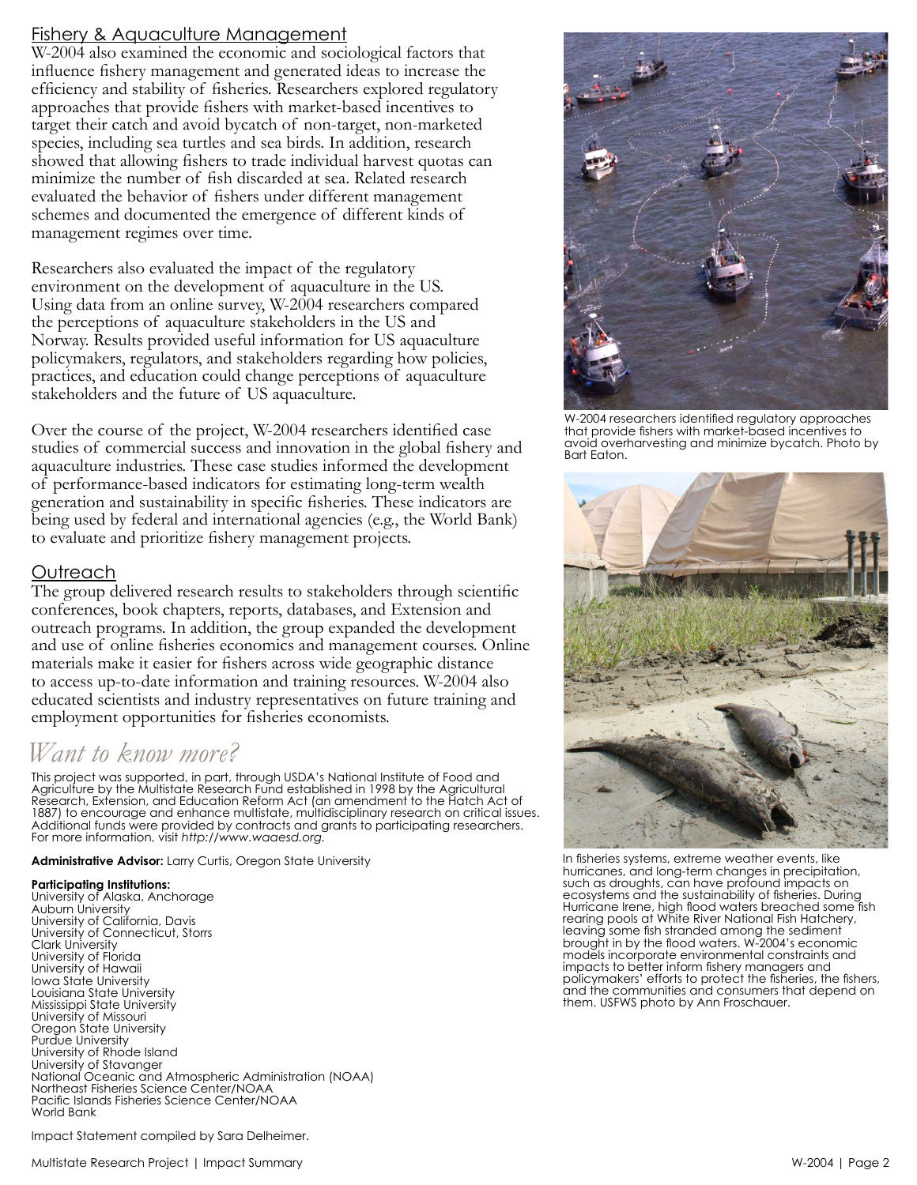## Fishery & Aquaculture Management

W-2004 also examined the economic and sociological factors that influence fishery management and generated ideas to increase the efficiency and stability of fisheries. Researchers explored regulatory approaches that provide fishers with market-based incentives to target their catch and avoid bycatch of non-target, non-marketed species, including sea turtles and sea birds. In addition, research showed that allowing fishers to trade individual harvest quotas can minimize the number of fish discarded at sea. Related research evaluated the behavior of fishers under different management schemes and documented the emergence of different kinds of management regimes over time.

Researchers also evaluated the impact of the regulatory environment on the development of aquaculture in the US. Using data from an online survey, W-2004 researchers compared the perceptions of aquaculture stakeholders in the US and Norway. Results provided useful information for US aquaculture policymakers, regulators, and stakeholders regarding how policies, practices, and education could change perceptions of aquaculture stakeholders and the future of US aquaculture.

Over the course of the project, W-2004 researchers identified case studies of commercial success and innovation in the global fishery and aquaculture industries. These case studies informed the development of performance-based indicators for estimating long-term wealth generation and sustainability in specific fisheries. These indicators are being used by federal and international agencies (e.g., the World Bank) to evaluate and prioritize fishery management projects.

W-2004 researchers identified regulatory approaches that provide fishers with market-based incentives to avoid overharvesting and minimize bycatch. Photo by Bart Eaton.

## Outreach

The group delivered research results to stakeholders through scientific conferences, book chapters, reports, databases, and Extension and outreach programs. In addition, the group expanded the development and use of online fisheries economics and management courses. Online materials make it easier for fishers across wide geographic distance to access up-to-date information and training resources. W-2004 also educated scientists and industry representatives on future training and employment opportunities for fisheries economists.

In fisheries systems, extreme weather events, like hurricanes, and long-term changes in precipitation, such as droughts, can have profound impacts on ecosystems and the sustainability of fisheries. During Hurricane Irene, high flood waters breached some fish rearing pools at White River National Fish Hatchery, leaving some fish stranded among the sediment brought in by the flood waters. W-2004's economic models incorporate environmental constraints and impacts to better inform fishery managers and policymakers' efforts to protect the fisheries, the fishers, and the communities and consumers that depend on them. USFWS photo by Ann Froschauer.

## *Want to know more?*

This project was supported, in part, through USDA's National Institute of Food and Agriculture by the Multistate Research Fund established in 1998 by the Agricultural Research, Extension, and Education Reform Act (an amendment to the Hatch Act of 1887) to encourage and enhance multistate, multidisciplinary research on critical issues. Additional funds were provided by contracts and grants to participating researchers. For more information, visit *http://www.waaesd.org*.

**Administrative Advisor:** Larry Curtis, Oregon State University

**Participating Institutions:**
University of Alaska, Anchorage
Auburn University
University of California, Davis
University of Connecticut, Storrs
Clark University
University of Florida
University of Hawaii
Iowa State University
Louisiana State University
Mississippi State University
University of Missouri
Oregon State University
Purdue University
University of Rhode Island
University of Stavanger
National Oceanic and Atmospheric Administration (NOAA)
Northeast Fisheries Science Center/NOAA
Pacific Islands Fisheries Science Center/NOAA
World Bank

Impact Statement compiled by Sara Delheimer.